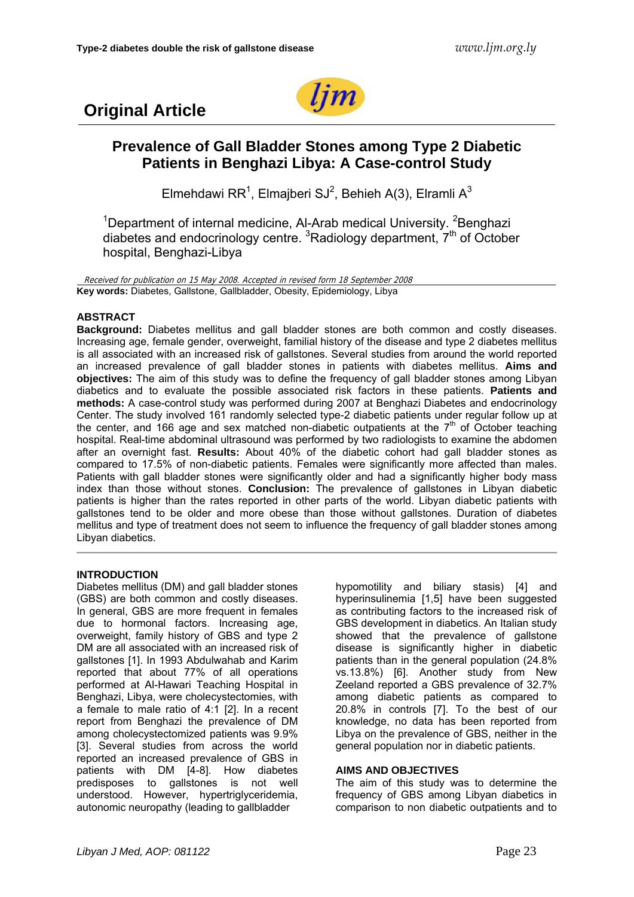## Original Article

# Prevalence of Gall Bladder Stones among Type 2 Diabetic Patients in Benghazi Libya: A Case-control Study

Elmehdawi RR[1], Elmajberi SJ[2], Behieh A(3), Elramli A[3]

[1]Department of internal medicine, Al-Arab medical University. [2]Benghazi diabetes and endocrinology centre. [3]Radiology department, 7th of October hospital, Benghazi-Libya

*Received for publication on 15 May 2008. Accepted in revised form 18 September 2008*

**Key words:** Diabetes, Gallstone, Gallbladder, Obesity, Epidemiology, Libya

### ABSTRACT

**Background:** Diabetes mellitus and gall bladder stones are both common and costly diseases. Increasing age, female gender, overweight, familial history of the disease and type 2 diabetes mellitus is all associated with an increased risk of gallstones. Several studies from around the world reported an increased prevalence of gall bladder stones in patients with diabetes mellitus. **Aims and objectives:** The aim of this study was to define the frequency of gall bladder stones among Libyan diabetics and to evaluate the possible associated risk factors in these patients. **Patients and methods:** A case-control study was performed during 2007 at Benghazi Diabetes and endocrinology Center. The study involved 161 randomly selected type-2 diabetic patients under regular follow up at the center, and 166 age and sex matched non-diabetic outpatients at the 7th of October teaching hospital. Real-time abdominal ultrasound was performed by two radiologists to examine the abdomen after an overnight fast. **Results:** About 40% of the diabetic cohort had gall bladder stones as compared to 17.5% of non-diabetic patients. Females were significantly more affected than males. Patients with gall bladder stones were significantly older and had a significantly higher body mass index than those without stones. **Conclusion:** The prevalence of gallstones in Libyan diabetic patients is higher than the rates reported in other parts of the world. Libyan diabetic patients with gallstones tend to be older and more obese than those without gallstones. Duration of diabetes mellitus and type of treatment does not seem to influence the frequency of gall bladder stones among Libyan diabetics.

### INTRODUCTION

Diabetes mellitus (DM) and gall bladder stones (GBS) are both common and costly diseases. In general, GBS are more frequent in females due to hormonal factors. Increasing age, overweight, family history of GBS and type 2 DM are all associated with an increased risk of gallstones [1]. In 1993 Abdulwahab and Karim reported that about 77% of all operations performed at Al-Hawari Teaching Hospital in Benghazi, Libya, were cholecystectomies, with a female to male ratio of 4:1 [2]. In a recent report from Benghazi the prevalence of DM among cholecystectomized patients was 9.9% [3]. Several studies from across the world reported an increased prevalence of GBS in patients with DM [4-8]. How diabetes predisposes to gallstones is not well understood. However, hypertriglyceridemia, autonomic neuropathy (leading to gallbladder hypomotility and biliary stasis) [4] and hyperinsulinemia [1,5] have been suggested as contributing factors to the increased risk of GBS development in diabetics. An Italian study showed that the prevalence of gallstone disease is significantly higher in diabetic patients than in the general population (24.8% vs.13.8%) [6]. Another study from New Zeeland reported a GBS prevalence of 32.7% among diabetic patients as compared to 20.8% in controls [7]. To the best of our knowledge, no data has been reported from Libya on the prevalence of GBS, neither in the general population nor in diabetic patients.

### AIMS AND OBJECTIVES

The aim of this study was to determine the frequency of GBS among Libyan diabetics in comparison to non diabetic outpatients and to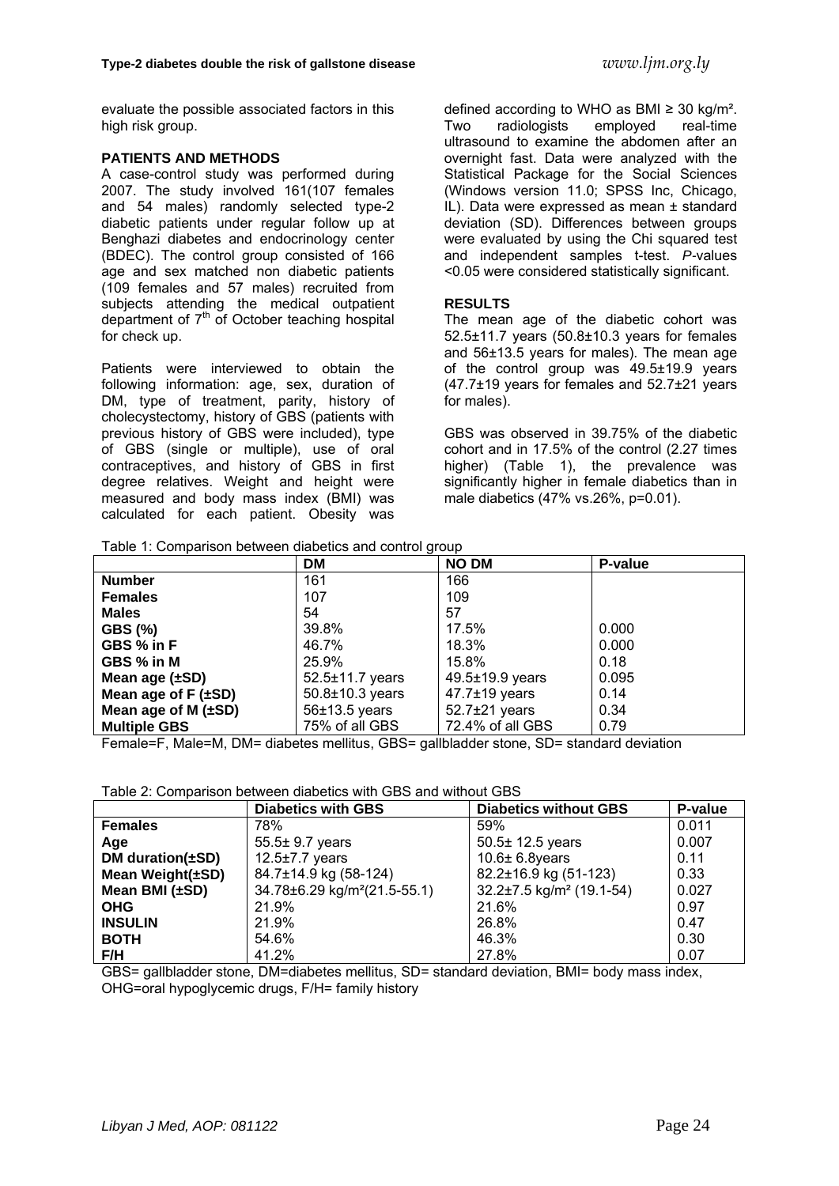evaluate the possible associated factors in this high risk group.

## PATIENTS AND METHODS

A case-control study was performed during 2007. The study involved 161(107 females and 54 males) randomly selected type-2 diabetic patients under regular follow up at Benghazi diabetes and endocrinology center (BDEC). The control group consisted of 166 age and sex matched non diabetic patients (109 females and 57 males) recruited from subjects attending the medical outpatient department of 7th of October teaching hospital for check up.

Patients were interviewed to obtain the following information: age, sex, duration of DM, type of treatment, parity, history of cholecystectomy, history of GBS (patients with previous history of GBS were included), type of GBS (single or multiple), use of oral contraceptives, and history of GBS in first degree relatives. Weight and height were measured and body mass index (BMI) was calculated for each patient. Obesity was defined according to WHO as BMI ≥ 30 kg/m². Two radiologists employed real-time ultrasound to examine the abdomen after an overnight fast. Data were analyzed with the Statistical Package for the Social Sciences (Windows version 11.0; SPSS Inc, Chicago, IL). Data were expressed as mean ± standard deviation (SD). Differences between groups were evaluated by using the Chi squared test and independent samples t-test. *P*-values <0.05 were considered statistically significant.

## RESULTS

The mean age of the diabetic cohort was 52.5±11.7 years (50.8±10.3 years for females and 56±13.5 years for males). The mean age of the control group was 49.5±19.9 years (47.7±19 years for females and 52.7±21 years for males).

GBS was observed in 39.75% of the diabetic cohort and in 17.5% of the control (2.27 times higher) (Table 1), the prevalence was significantly higher in female diabetics than in male diabetics (47% vs.26%, p=0.01).

Table 1: Comparison between diabetics and control group

| | DM | NO DM | P-value |
|---|---|---|---|
| **Number** | 161 | 166 | |
| **Females** | 107 | 109 | |
| **Males** | 54 | 57 | |
| **GBS (%)** | 39.8% | 17.5% | 0.000 |
| **GBS % in F** | 46.7% | 18.3% | 0.000 |
| **GBS % in M** | 25.9% | 15.8% | 0.18 |
| **Mean age (±SD)** | 52.5±11.7 years | 49.5±19.9 years | 0.095 |
| **Mean age of F (±SD)** | 50.8±10.3 years | 47.7±19 years | 0.14 |
| **Mean age of M (±SD)** | 56±13.5 years | 52.7±21 years | 0.34 |
| **Multiple GBS** | 75% of all GBS | 72.4% of all GBS | 0.79 |

Female=F, Male=M, DM= diabetes mellitus, GBS= gallbladder stone, SD= standard deviation

Table 2: Comparison between diabetics with GBS and without GBS

| | Diabetics with GBS | Diabetics without GBS | P-value |
|---|---|---|---|
| **Females** | 78% | 59% | 0.011 |
| **Age** | 55.5± 9.7 years | 50.5± 12.5 years | 0.007 |
| **DM duration(±SD)** | 12.5±7.7 years | 10.6± 6.8years | 0.11 |
| **Mean Weight(±SD)** | 84.7±14.9 kg (58-124) | 82.2±16.9 kg (51-123) | 0.33 |
| **Mean BMI (±SD)** | 34.78±6.29 kg/m²(21.5-55.1) | 32.2±7.5 kg/m² (19.1-54) | 0.027 |
| **OHG** | 21.9% | 21.6% | 0.97 |
| **INSULIN** | 21.9% | 26.8% | 0.47 |
| **BOTH** | 54.6% | 46.3% | 0.30 |
| **F/H** | 41.2% | 27.8% | 0.07 |

GBS= gallbladder stone, DM=diabetes mellitus, SD= standard deviation, BMI= body mass index, OHG=oral hypoglycemic drugs, F/H= family history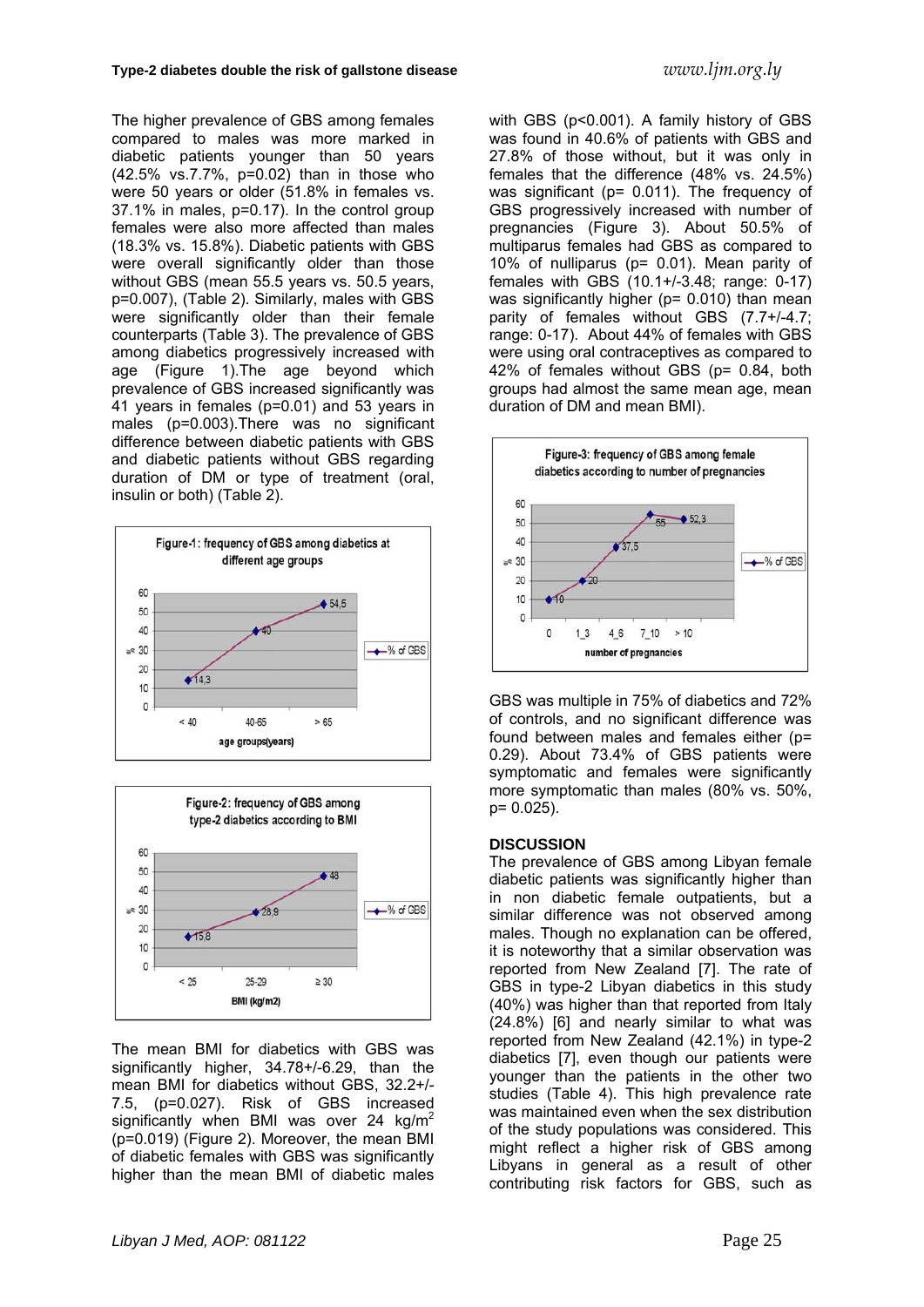The higher prevalence of GBS among females compared to males was more marked in diabetic patients younger than 50 years (42.5% vs.7.7%, p=0.02) than in those who were 50 years or older (51.8% in females vs. 37.1% in males, p=0.17). In the control group females were also more affected than males (18.3% vs. 15.8%). Diabetic patients with GBS were overall significantly older than those without GBS (mean 55.5 years vs. 50.5 years, p=0.007), (Table 2). Similarly, males with GBS were significantly older than their female counterparts (Table 3). The prevalence of GBS among diabetics progressively increased with age (Figure 1).The age beyond which prevalence of GBS increased significantly was 41 years in females (p=0.01) and 53 years in males (p=0.003).There was no significant difference between diabetic patients with GBS and diabetic patients without GBS regarding duration of DM or type of treatment (oral, insulin or both) (Table 2).

Figure-1: frequency of GBS among diabetics at different age groups

Figure-2: frequency of GBS among type-2 diabetics according to BMI

The mean BMI for diabetics with GBS was significantly higher, 34.78+/-6.29, than the mean BMI for diabetics without GBS, 32.2+/-7.5, (p=0.027). Risk of GBS increased significantly when BMI was over 24 kg/m$^2$ (p=0.019) (Figure 2). Moreover, the mean BMI of diabetic females with GBS was significantly higher than the mean BMI of diabetic males with GBS (p<0.001). A family history of GBS was found in 40.6% of patients with GBS and 27.8% of those without, but it was only in females that the difference (48% vs. 24.5%) was significant (p= 0.011). The frequency of GBS progressively increased with number of pregnancies (Figure 3). About 50.5% of multiparus females had GBS as compared to 10% of nulliparus (p= 0.01). Mean parity of females with GBS (10.1+/-3.48; range: 0-17) was significantly higher (p= 0.010) than mean parity of females without GBS (7.7+/-4.7; range: 0-17). About 44% of females with GBS were using oral contraceptives as compared to 42% of females without GBS (p= 0.84, both groups had almost the same mean age, mean duration of DM and mean BMI).

Figure-3: frequency of GBS among female diabetics according to number of pregnancies

GBS was multiple in 75% of diabetics and 72% of controls, and no significant difference was found between males and females either (p= 0.29). About 73.4% of GBS patients were symptomatic and females were significantly more symptomatic than males (80% vs. 50%, p= 0.025).

## DISCUSSION

The prevalence of GBS among Libyan female diabetic patients was significantly higher than in non diabetic female outpatients, but a similar difference was not observed among males. Though no explanation can be offered, it is noteworthy that a similar observation was reported from New Zealand [7]. The rate of GBS in type-2 Libyan diabetics in this study (40%) was higher than that reported from Italy (24.8%) [6] and nearly similar to what was reported from New Zealand (42.1%) in type-2 diabetics [7], even though our patients were younger than the patients in the other two studies (Table 4). This high prevalence rate was maintained even when the sex distribution of the study populations was considered. This might reflect a higher risk of GBS among Libyans in general as a result of other contributing risk factors for GBS, such as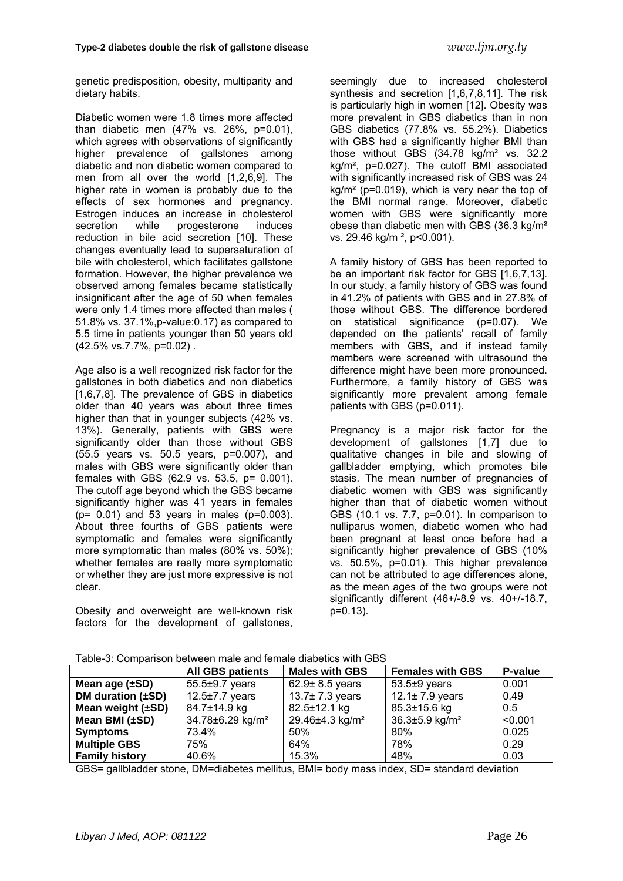genetic predisposition, obesity, multiparity and dietary habits.

Diabetic women were 1.8 times more affected than diabetic men (47% vs. 26%, p=0.01), which agrees with observations of significantly higher prevalence of gallstones among diabetic and non diabetic women compared to men from all over the world [1,2,6,9]. The higher rate in women is probably due to the effects of sex hormones and pregnancy. Estrogen induces an increase in cholesterol secretion while progesterone induces reduction in bile acid secretion [10]. These changes eventually lead to supersaturation of bile with cholesterol, which facilitates gallstone formation. However, the higher prevalence we observed among females became statistically insignificant after the age of 50 when females were only 1.4 times more affected than males ( 51.8% vs. 37.1%,p-value:0.17) as compared to 5.5 time in patients younger than 50 years old (42.5% vs.7.7%, p=0.02) .

Age also is a well recognized risk factor for the gallstones in both diabetics and non diabetics [1,6,7,8]. The prevalence of GBS in diabetics older than 40 years was about three times higher than that in younger subjects (42% vs. 13%). Generally, patients with GBS were significantly older than those without GBS (55.5 years vs. 50.5 years, p=0.007), and males with GBS were significantly older than females with GBS (62.9 vs. 53.5, p= 0.001). The cutoff age beyond which the GBS became significantly higher was 41 years in females (p= 0.01) and 53 years in males (p=0.003). About three fourths of GBS patients were symptomatic and females were significantly more symptomatic than males (80% vs. 50%); whether females are really more symptomatic or whether they are just more expressive is not clear.

Obesity and overweight are well-known risk factors for the development of gallstones, seemingly due to increased cholesterol synthesis and secretion [1,6,7,8,11]. The risk is particularly high in women [12]. Obesity was more prevalent in GBS diabetics than in non GBS diabetics (77.8% vs. 55.2%). Diabetics with GBS had a significantly higher BMI than those without GBS (34.78 kg/m² vs. 32.2 kg/m², p=0.027). The cutoff BMI associated with significantly increased risk of GBS was 24 kg/m² (p=0.019), which is very near the top of the BMI normal range. Moreover, diabetic women with GBS were significantly more obese than diabetic men with GBS (36.3 kg/m² vs. 29.46 kg/m ², p<0.001).

A family history of GBS has been reported to be an important risk factor for GBS [1,6,7,13]. In our study, a family history of GBS was found in 41.2% of patients with GBS and in 27.8% of those without GBS. The difference bordered on statistical significance (p=0.07). We depended on the patients' recall of family members with GBS, and if instead family members were screened with ultrasound the difference might have been more pronounced. Furthermore, a family history of GBS was significantly more prevalent among female patients with GBS (p=0.011).

Pregnancy is a major risk factor for the development of gallstones [1,7] due to qualitative changes in bile and slowing of gallbladder emptying, which promotes bile stasis. The mean number of pregnancies of diabetic women with GBS was significantly higher than that of diabetic women without GBS (10.1 vs. 7.7, p=0.01). In comparison to nulliparus women, diabetic women who had been pregnant at least once before had a significantly higher prevalence of GBS (10% vs. 50.5%, p=0.01). This higher prevalence can not be attributed to age differences alone, as the mean ages of the two groups were not significantly different (46+/-8.9 vs. 40+/-18.7, p=0.13).

Table-3: Comparison between male and female diabetics with GBS

| | All GBS patients | Males with GBS | Females with GBS | P-value |
|---|---|---|---|---|
| **Mean age (±SD)** | 55.5±9.7 years | 62.9± 8.5 years | 53.5±9 years | 0.001 |
| **DM duration (±SD)** | 12.5±7.7 years | 13.7± 7.3 years | 12.1± 7.9 years | 0.49 |
| **Mean weight (±SD)** | 84.7±14.9 kg | 82.5±12.1 kg | 85.3±15.6 kg | 0.5 |
| **Mean BMI (±SD)** | 34.78±6.29 kg/m² | 29.46±4.3 kg/m² | 36.3±5.9 kg/m² | <0.001 |
| **Symptoms** | 73.4% | 50% | 80% | 0.025 |
| **Multiple GBS** | 75% | 64% | 78% | 0.29 |
| **Family history** | 40.6% | 15.3% | 48% | 0.03 |

GBS= gallbladder stone, DM=diabetes mellitus, BMI= body mass index, SD= standard deviation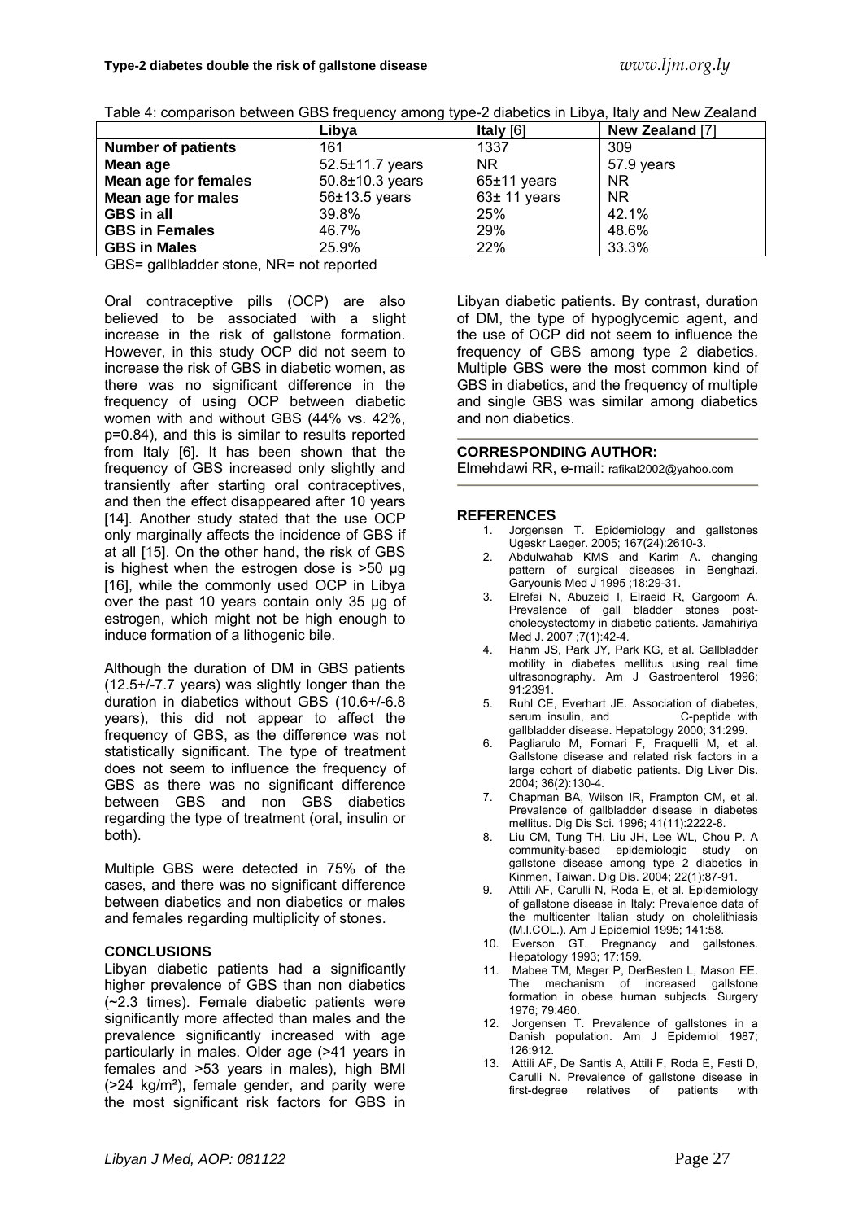Table 4: comparison between GBS frequency among type-2 diabetics in Libya, Italy and New Zealand

| | **Libya** | **Italy** [6] | **New Zealand** [7] |
|---|---|---|---|
| **Number of patients** | 161 | 1337 | 309 |
| **Mean age** | 52.5±11.7 years | NR | 57.9 years |
| **Mean age for females** | 50.8±10.3 years | 65±11 years | NR |
| **Mean age for males** | 56±13.5 years | 63± 11 years | NR |
| **GBS in all** | 39.8% | 25% | 42.1% |
| **GBS in Females** | 46.7% | 29% | 48.6% |
| **GBS in Males** | 25.9% | 22% | 33.3% |

GBS= gallbladder stone, NR= not reported

Oral contraceptive pills (OCP) are also believed to be associated with a slight increase in the risk of gallstone formation. However, in this study OCP did not seem to increase the risk of GBS in diabetic women, as there was no significant difference in the frequency of using OCP between diabetic women with and without GBS (44% vs. 42%, p=0.84), and this is similar to results reported from Italy [6]. It has been shown that the frequency of GBS increased only slightly and transiently after starting oral contraceptives, and then the effect disappeared after 10 years [14]. Another study stated that the use OCP only marginally affects the incidence of GBS if at all [15]. On the other hand, the risk of GBS is highest when the estrogen dose is >50 µg [16], while the commonly used OCP in Libya over the past 10 years contain only 35 µg of estrogen, which might not be high enough to induce formation of a lithogenic bile.

Although the duration of DM in GBS patients (12.5+/-7.7 years) was slightly longer than the duration in diabetics without GBS (10.6+/-6.8 years), this did not appear to affect the frequency of GBS, as the difference was not statistically significant. The type of treatment does not seem to influence the frequency of GBS as there was no significant difference between GBS and non GBS diabetics regarding the type of treatment (oral, insulin or both).

Multiple GBS were detected in 75% of the cases, and there was no significant difference between diabetics and non diabetics or males and females regarding multiplicity of stones.

## CONCLUSIONS

Libyan diabetic patients had a significantly higher prevalence of GBS than non diabetics (~2.3 times). Female diabetic patients were significantly more affected than males and the prevalence significantly increased with age particularly in males. Older age (>41 years in females and >53 years in males), high BMI (>24 kg/m²), female gender, and parity were the most significant risk factors for GBS in Libyan diabetic patients. By contrast, duration of DM, the type of hypoglycemic agent, and the use of OCP did not seem to influence the frequency of GBS among type 2 diabetics. Multiple GBS were the most common kind of GBS in diabetics, and the frequency of multiple and single GBS was similar among diabetics and non diabetics.

**CORRESPONDING AUTHOR:**
Elmehdawi RR, e-mail: rafikal2002@yahoo.com

## REFERENCES

1. Jorgensen T. Epidemiology and gallstones Ugeskr Laeger. 2005; 167(24):2610-3.
2. Abdulwahab KMS and Karim A. changing pattern of surgical diseases in Benghazi. Garyounis Med J 1995 ;18:29-31.
3. Elrefai N, Abuzeid I, Elraeid R, Gargoom A. Prevalence of gall bladder stones post-cholecystectomy in diabetic patients. Jamahiriya Med J. 2007 ;7(1):42-4.
4. Hahm JS, Park JY, Park KG, et al. Gallbladder motility in diabetes mellitus using real time ultrasonography. Am J Gastroenterol 1996; 91:2391.
5. Ruhl CE, Everhart JE. Association of diabetes, serum insulin, and C-peptide with gallbladder disease. Hepatology 2000; 31:299.
6. Pagliarulo M, Fornari F, Fraquelli M, et al. Gallstone disease and related risk factors in a large cohort of diabetic patients. Dig Liver Dis. 2004; 36(2):130-4.
7. Chapman BA, Wilson IR, Frampton CM, et al. Prevalence of gallbladder disease in diabetes mellitus. Dig Dis Sci. 1996; 41(11):2222-8.
8. Liu CM, Tung TH, Liu JH, Lee WL, Chou P. A community-based epidemiologic study on gallstone disease among type 2 diabetics in Kinmen, Taiwan. Dig Dis. 2004; 22(1):87-91.
9. Attili AF, Carulli N, Roda E, et al. Epidemiology of gallstone disease in Italy: Prevalence data of the multicenter Italian study on cholelithiasis (M.I.COL.). Am J Epidemiol 1995; 141:58.
10. Everson GT. Pregnancy and gallstones. Hepatology 1993; 17:159.
11. Mabee TM, Meger P, DerBesten L, Mason EE. The mechanism of increased gallstone formation in obese human subjects. Surgery 1976; 79:460.
12. Jorgensen T. Prevalence of gallstones in a Danish population. Am J Epidemiol 1987; 126:912.
13. Attili AF, De Santis A, Attili F, Roda E, Festi D, Carulli N. Prevalence of gallstone disease in first-degree relatives of patients with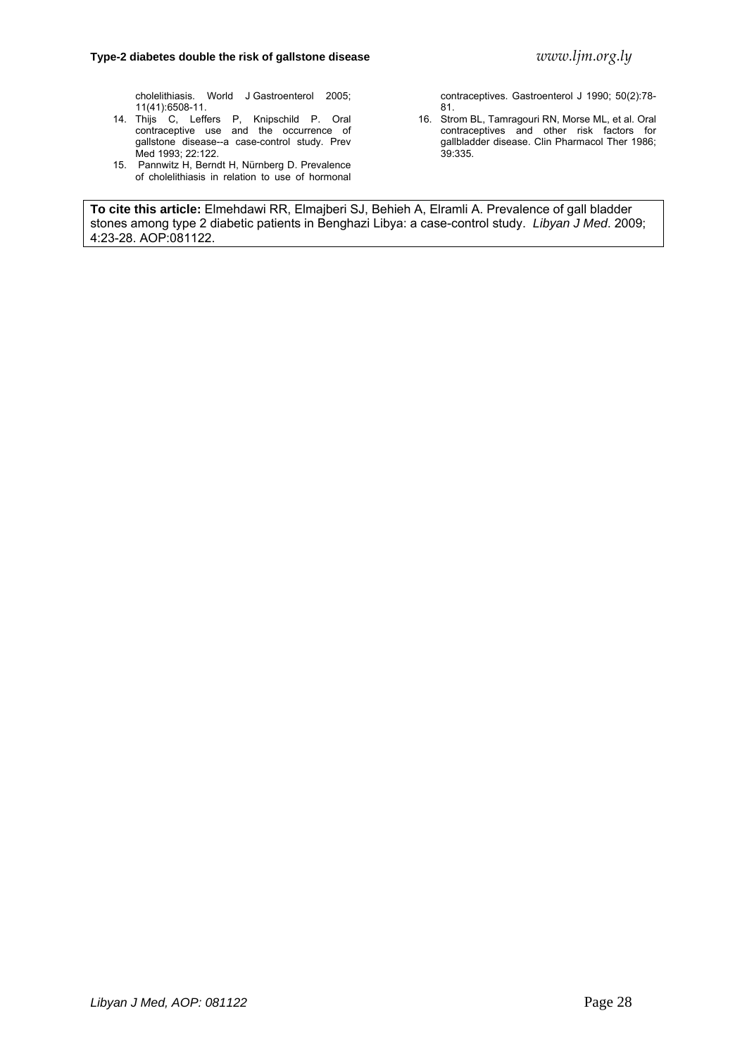cholelithiasis. World J Gastroenterol 2005; 11(41):6508-11.

14. Thijs C, Leffers P, Knipschild P. Oral contraceptive use and the occurrence of gallstone disease--a case-control study. Prev Med 1993; 22:122.
15. Pannwitz H, Berndt H, Nürnberg D. Prevalence of cholelithiasis in relation to use of hormonal contraceptives. Gastroenterol J 1990; 50(2):78-81.
16. Strom BL, Tamragouri RN, Morse ML, et al. Oral contraceptives and other risk factors for gallbladder disease. Clin Pharmacol Ther 1986; 39:335.

**To cite this article:** Elmehdawi RR, Elmajberi SJ, Behieh A, Elramli A. Prevalence of gall bladder stones among type 2 diabetic patients in Benghazi Libya: a case-control study. *Libyan J Med*. 2009; 4:23-28. AOP:081122.